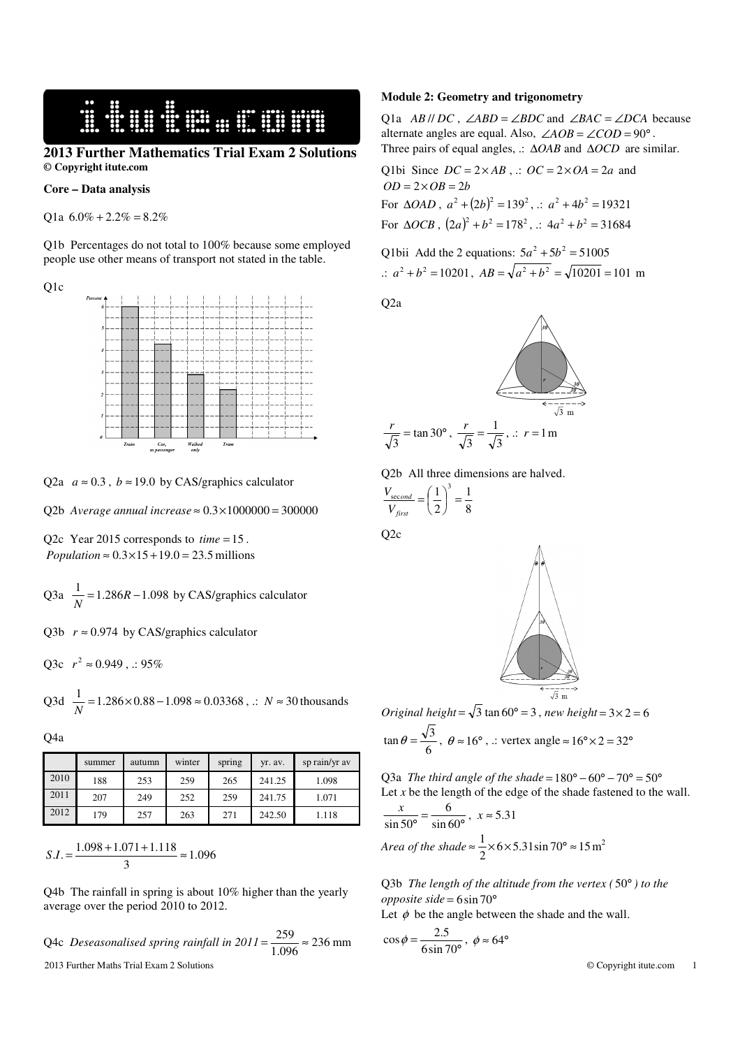# 2013 Further Mathematics Trial Exam 2 Solutions

**© Copyright itute.com**

**Core – Data analysis**

Q1a $6.0\% + 2.2\% = 8.2\%$

Q1b Percentages do not total to 100% because some employed people use other means of transport not stated in the table.

Q1c

Q2a $a \approx 0.3$, $b \approx 19.0$ by CAS/graphics calculator

Q2b *Average annual increase* $\approx 0.3 \times 1000000 = 300000$

Q2c Year 2015 corresponds to $time = 15$.
*Population* $\approx 0.3 \times 15 + 19.0 = 23.5$ millions

Q3a $\frac{1}{N} = 1.286R - 1.098$ by CAS/graphics calculator

Q3b $r \approx 0.974$ by CAS/graphics calculator

Q3c $r^2 \approx 0.949$, .: 95%

Q3d $\frac{1}{N} = 1.286 \times 0.88 - 1.098 \approx 0.03368$, .: $N \approx 30$ thousands

Q4a

| | summer | autumn | winter | spring | yr. av. | sp rain/yr av |
|---|---|---|---|---|---|---|
| 2010 | 188 | 253 | 259 | 265 | 241.25 | 1.098 |
| 2011 | 207 | 249 | 252 | 259 | 241.75 | 1.071 |
| 2012 | 179 | 257 | 263 | 271 | 242.50 | 1.118 |

$$S.I. = \frac{1.098 + 1.071 + 1.118}{3} \approx 1.096$$

Q4b The rainfall in spring is about 10% higher than the yearly average over the period 2010 to 2012.

Q4c *Deseasonalised spring rainfall in 2011* $= \frac{259}{1.096} \approx 236$ mm

**Module 2: Geometry and trigonometry**

Q1a $AB \parallel DC$, $\angle ABD = \angle BDC$ and $\angle BAC = \angle DCA$ because alternate angles are equal. Also, $\angle AOB = \angle COD = 90°$.
Three pairs of equal angles, .: $\Delta OAB$ and $\Delta OCD$ are similar.

Q1bi Since $DC = 2 \times AB$, .: $OC = 2 \times OA = 2a$ and $OD = 2 \times OB = 2b$

For $\Delta OAD$, $a^2 + (2b)^2 = 139^2$, .: $a^2 + 4b^2 = 19321$

For $\Delta OCB$, $(2a)^2 + b^2 = 178^2$, .: $4a^2 + b^2 = 31684$

Q1bii Add the 2 equations: $5a^2 + 5b^2 = 51005$

.: $a^2 + b^2 = 10201$, $AB = \sqrt{a^2 + b^2} = \sqrt{10201} = 101$ m

Q2a

$\frac{r}{\sqrt{3}} = \tan 30°$, $\frac{r}{\sqrt{3}} = \frac{1}{\sqrt{3}}$, .: $r = 1$ m

Q2b All three dimensions are halved.

$$\frac{V_{second}}{V_{first}} = \left(\frac{1}{2}\right)^3 = \frac{1}{8}$$

Q2c

*Original height* $= \sqrt{3}\tan 60° = 3$, *new height* $= 3 \times 2 = 6$

$\tan\theta = \frac{\sqrt{3}}{6}$, $\theta \approx 16°$, .: vertex angle $\approx 16° \times 2 = 32°$

Q3a *The third angle of the shade* $= 180° - 60° - 70° = 50°$

Let $x$ be the length of the edge of the shade fastened to the wall.

$\frac{x}{\sin 50°} = \frac{6}{\sin 60°}$, $x \approx 5.31$

*Area of the shade* $\approx \frac{1}{2} \times 6 \times 5.31 \sin 70° \approx 15\,\text{m}^2$

Q3b *The length of the altitude from the vertex (* $50°$ *) to the opposite side* $= 6\sin 70°$

Let $\phi$ be the angle between the shade and the wall.

$\cos\phi = \frac{2.5}{6\sin 70°}$, $\phi \approx 64°$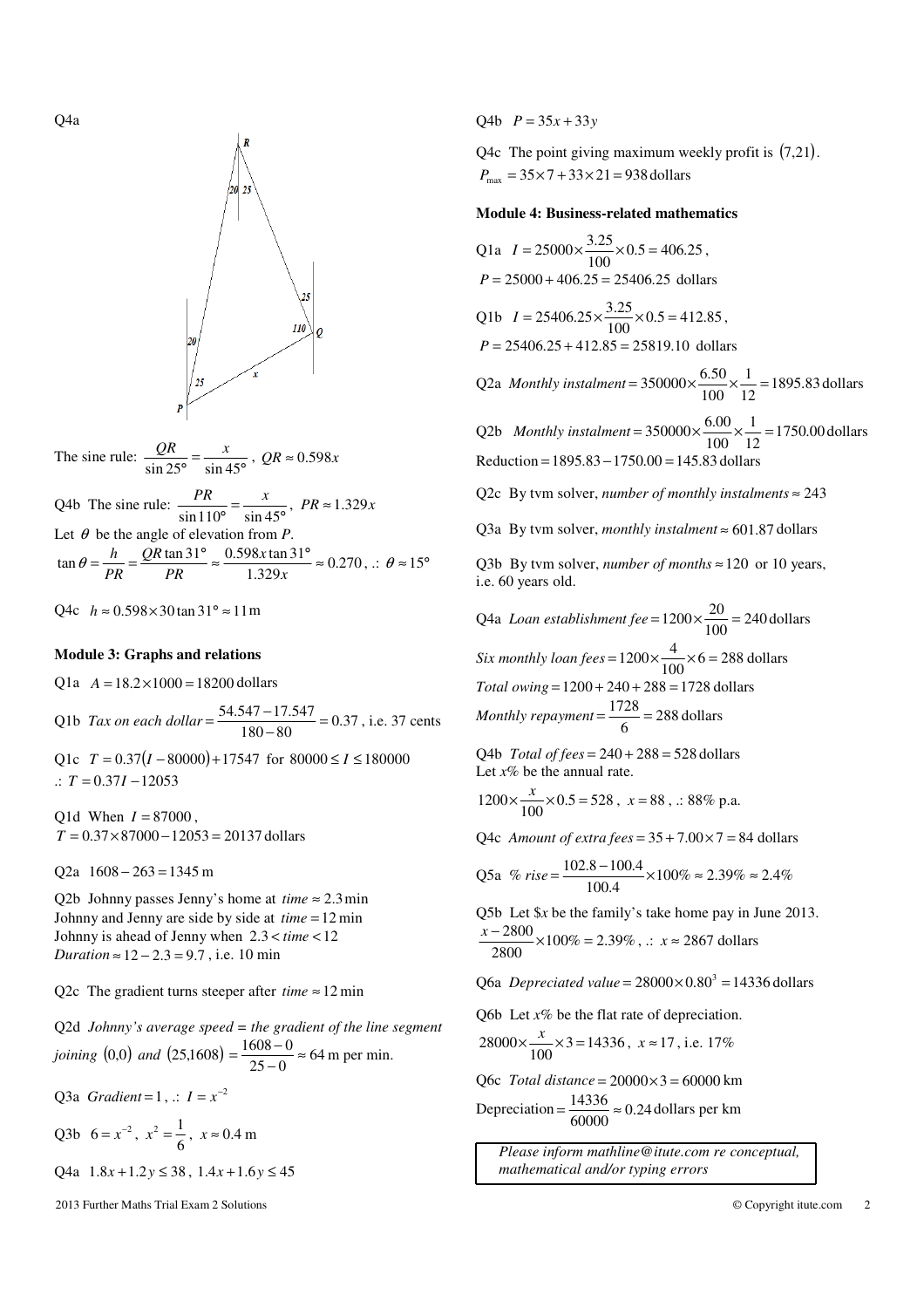Q4a

R

20 25

25

110 Q

20

25

x

P

The sine rule: $\frac{QR}{\sin 25°} = \frac{x}{\sin 45°}$, $QR \approx 0.598x$

Q4b The sine rule: $\frac{PR}{\sin 110°} = \frac{x}{\sin 45°}$, $PR \approx 1.329x$

Let $\theta$ be the angle of elevation from *P*.

$\tan\theta = \frac{h}{PR} = \frac{QR\tan 31°}{PR} \approx \frac{0.598x\tan 31°}{1.329x} \approx 0.270$, .: $\theta \approx 15°$

Q4c $h \approx 0.598 \times 30\tan 31° \approx 11$ m

**Module 3: Graphs and relations**

Q1a $A = 18.2 \times 1000 = 18200$ dollars

Q1b *Tax on each dollar* $= \frac{54.547 - 17.547}{180 - 80} = 0.37$, i.e. 37 cents

Q1c $T = 0.37(I - 80000) + 17547$ for $80000 \le I \le 180000$

.: $T = 0.37I - 12053$

Q1d When $I = 87000$,

$T = 0.37 \times 87000 - 12053 = 20137$ dollars

Q2a $1608 - 263 = 1345$ m

Q2b Johnny passes Jenny's home at $time \approx 2.3$ min

Johnny and Jenny are side by side at $time = 12$ min

Johnny is ahead of Jenny when $2.3 < time < 12$

$Duration \approx 12 - 2.3 = 9.7$, i.e. 10 min

Q2c The gradient turns steeper after $time \approx 12$ min

Q2d *Johnny's average speed = the gradient of the line segment joining* $(0,0)$ *and* $(25,1608)$ $= \frac{1608 - 0}{25 - 0} \approx 64$ m per min.

Q3a $Gradient = 1$, .: $I = x^{-2}$

Q3b $6 = x^{-2}$, $x^2 = \frac{1}{6}$, $x \approx 0.4$ m

Q4a $1.8x + 1.2y \le 38$, $1.4x + 1.6y \le 45$

Q4b $P = 35x + 33y$

Q4c The point giving maximum weekly profit is $(7,21)$.

$P_{max} = 35 \times 7 + 33 \times 21 = 938$ dollars

**Module 4: Business-related mathematics**

Q1a $I = 25000 \times \frac{3.25}{100} \times 0.5 = 406.25$,

$P = 25000 + 406.25 = 25406.25$ dollars

Q1b $I = 25406.25 \times \frac{3.25}{100} \times 0.5 = 412.85$,

$P = 25406.25 + 412.85 = 25819.10$ dollars

Q2a *Monthly instalment* $= 350000 \times \frac{6.50}{100} \times \frac{1}{12} = 1895.83$ dollars

Q2b *Monthly instalment* $= 350000 \times \frac{6.00}{100} \times \frac{1}{12} = 1750.00$ dollars

$Reduction = 1895.83 - 1750.00 = 145.83$ dollars

Q2c By tvm solver, *number of monthly instalments* $\approx 243$

Q3a By tvm solver, *monthly instalment* $\approx 601.87$ dollars

Q3b By tvm solver, *number of months* $\approx 120$ or 10 years, i.e. 60 years old.

Q4a *Loan establishment fee* $= 1200 \times \frac{20}{100} = 240$ dollars

*Six monthly loan fees* $= 1200 \times \frac{4}{100} \times 6 = 288$ dollars

*Total owing* $= 1200 + 240 + 288 = 1728$ dollars

*Monthly repayment* $= \frac{1728}{6} = 288$ dollars

Q4b *Total of fees* $= 240 + 288 = 528$ dollars

Let $x$% be the annual rate.

$1200 \times \frac{x}{100} \times 0.5 = 528$, $x = 88$, .: 88% p.a.

Q4c *Amount of extra fees* $= 35 + 7.00 \times 7 = 84$ dollars

Q5a *% rise* $= \frac{102.8 - 100.4}{100.4} \times 100\% \approx 2.39\% \approx 2.4\%$

Q5b Let \$$x$ be the family's take home pay in June 2013.

$\frac{x - 2800}{2800} \times 100\% = 2.39\%$, .: $x \approx 2867$ dollars

Q6a *Depreciated value* $= 28000 \times 0.80^3 = 14336$ dollars

Q6b Let $x$% be the flat rate of depreciation.

$28000 \times \frac{x}{100} \times 3 = 14336$, $x \approx 17$, i.e. 17%

Q6c *Total distance* $= 20000 \times 3 = 60000$ km

$Depreciation = \frac{14336}{60000} \approx 0.24$ dollars per km

*Please inform mathline@itute.com re conceptual, mathematical and/or typing errors*